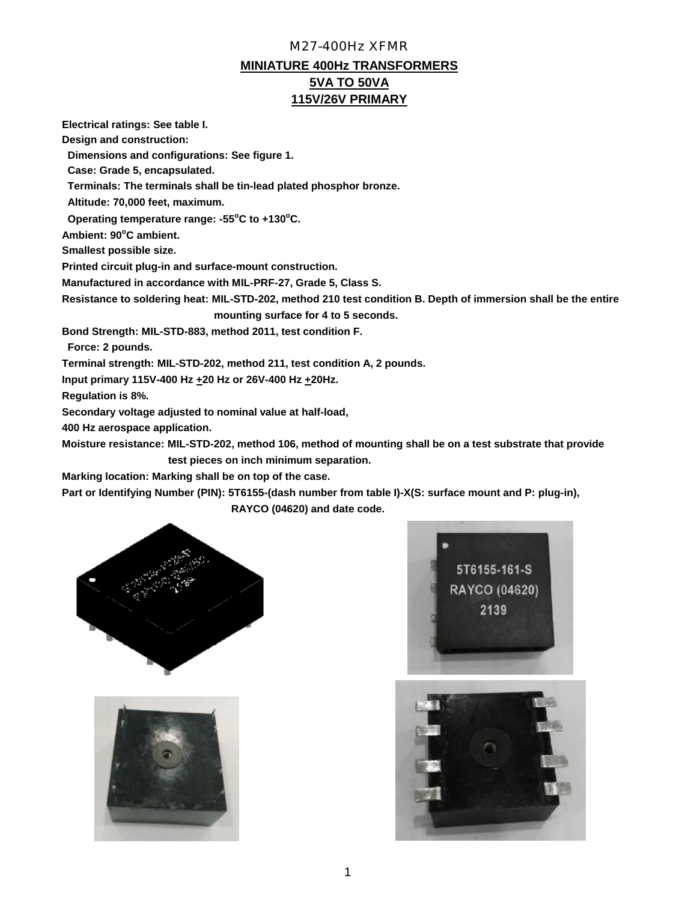M27-400Hz XFMR

# MINIATURE 400Hz TRANSFORMERS
## 5VA TO 50VA
## 115V/26V PRIMARY

**Electrical ratings: See table I.**

**Design and construction:**

**Dimensions and configurations: See figure 1.**

**Case: Grade 5, encapsulated.**

**Terminals: The terminals shall be tin-lead plated phosphor bronze.**

**Altitude: 70,000 feet, maximum.**

**Operating temperature range: -55°C to +130°C.**

**Ambient: 90°C ambient.**

**Smallest possible size.**

**Printed circuit plug-in and surface-mount construction.**

**Manufactured in accordance with MIL-PRF-27, Grade 5, Class S.**

**Resistance to soldering heat: MIL-STD-202, method 210 test condition B. Depth of immersion shall be the entire mounting surface for 4 to 5 seconds.**

**Bond Strength: MIL-STD-883, method 2011, test condition F.**

**Force: 2 pounds.**

**Terminal strength: MIL-STD-202, method 211, test condition A, 2 pounds.**

**Input primary 115V-400 Hz ±20 Hz or 26V-400 Hz ±20Hz.**

**Regulation is 8%.**

**Secondary voltage adjusted to nominal value at half-load,**

**400 Hz aerospace application.**

**Moisture resistance: MIL-STD-202, method 106, method of mounting shall be on a test substrate that provide test pieces on inch minimum separation.**

**Marking location: Marking shall be on top of the case.**

**Part or Identifying Number (PIN): 5T6155-(dash number from table I)-X(S: surface mount and P: plug-in), RAYCO (04620) and date code.**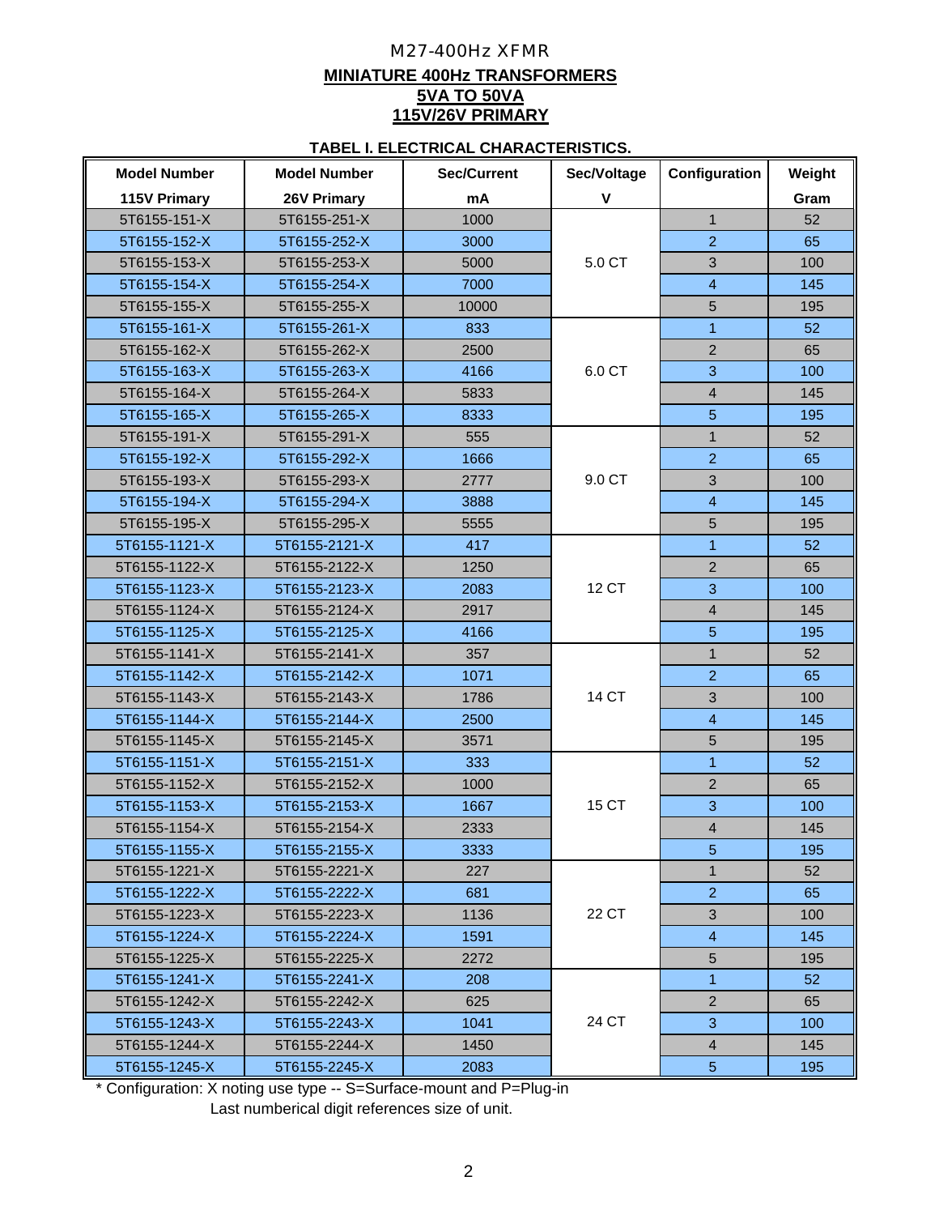M27-400Hz XFMR

# MINIATURE 400Hz TRANSFORMERS

## 5VA TO 50VA

## 115V/26V PRIMARY

### TABEL I. ELECTRICAL CHARACTERISTICS.

| Model Number 115V Primary | Model Number 26V Primary | Sec/Current mA | Sec/Voltage V | Configuration | Weight Gram |
|---|---|---|---|---|---|
| 5T6155-151-X | 5T6155-251-X | 1000 | 5.0 CT | 1 | 52 |
| 5T6155-152-X | 5T6155-252-X | 3000 | | 2 | 65 |
| 5T6155-153-X | 5T6155-253-X | 5000 | | 3 | 100 |
| 5T6155-154-X | 5T6155-254-X | 7000 | | 4 | 145 |
| 5T6155-155-X | 5T6155-255-X | 10000 | | 5 | 195 |
| 5T6155-161-X | 5T6155-261-X | 833 | 6.0 CT | 1 | 52 |
| 5T6155-162-X | 5T6155-262-X | 2500 | | 2 | 65 |
| 5T6155-163-X | 5T6155-263-X | 4166 | | 3 | 100 |
| 5T6155-164-X | 5T6155-264-X | 5833 | | 4 | 145 |
| 5T6155-165-X | 5T6155-265-X | 8333 | | 5 | 195 |
| 5T6155-191-X | 5T6155-291-X | 555 | 9.0 CT | 1 | 52 |
| 5T6155-192-X | 5T6155-292-X | 1666 | | 2 | 65 |
| 5T6155-193-X | 5T6155-293-X | 2777 | | 3 | 100 |
| 5T6155-194-X | 5T6155-294-X | 3888 | | 4 | 145 |
| 5T6155-195-X | 5T6155-295-X | 5555 | | 5 | 195 |
| 5T6155-1121-X | 5T6155-2121-X | 417 | 12 CT | 1 | 52 |
| 5T6155-1122-X | 5T6155-2122-X | 1250 | | 2 | 65 |
| 5T6155-1123-X | 5T6155-2123-X | 2083 | | 3 | 100 |
| 5T6155-1124-X | 5T6155-2124-X | 2917 | | 4 | 145 |
| 5T6155-1125-X | 5T6155-2125-X | 4166 | | 5 | 195 |
| 5T6155-1141-X | 5T6155-2141-X | 357 | 14 CT | 1 | 52 |
| 5T6155-1142-X | 5T6155-2142-X | 1071 | | 2 | 65 |
| 5T6155-1143-X | 5T6155-2143-X | 1786 | | 3 | 100 |
| 5T6155-1144-X | 5T6155-2144-X | 2500 | | 4 | 145 |
| 5T6155-1145-X | 5T6155-2145-X | 3571 | | 5 | 195 |
| 5T6155-1151-X | 5T6155-2151-X | 333 | 15 CT | 1 | 52 |
| 5T6155-1152-X | 5T6155-2152-X | 1000 | | 2 | 65 |
| 5T6155-1153-X | 5T6155-2153-X | 1667 | | 3 | 100 |
| 5T6155-1154-X | 5T6155-2154-X | 2333 | | 4 | 145 |
| 5T6155-1155-X | 5T6155-2155-X | 3333 | | 5 | 195 |
| 5T6155-1221-X | 5T6155-2221-X | 227 | 22 CT | 1 | 52 |
| 5T6155-1222-X | 5T6155-2222-X | 681 | | 2 | 65 |
| 5T6155-1223-X | 5T6155-2223-X | 1136 | | 3 | 100 |
| 5T6155-1224-X | 5T6155-2224-X | 1591 | | 4 | 145 |
| 5T6155-1225-X | 5T6155-2225-X | 2272 | | 5 | 195 |
| 5T6155-1241-X | 5T6155-2241-X | 208 | 24 CT | 1 | 52 |
| 5T6155-1242-X | 5T6155-2242-X | 625 | | 2 | 65 |
| 5T6155-1243-X | 5T6155-2243-X | 1041 | | 3 | 100 |
| 5T6155-1244-X | 5T6155-2244-X | 1450 | | 4 | 145 |
| 5T6155-1245-X | 5T6155-2245-X | 2083 | | 5 | 195 |

* Configuration: X noting use type -- S=Surface-mount and P=Plug-in
Last numberical digit references size of unit.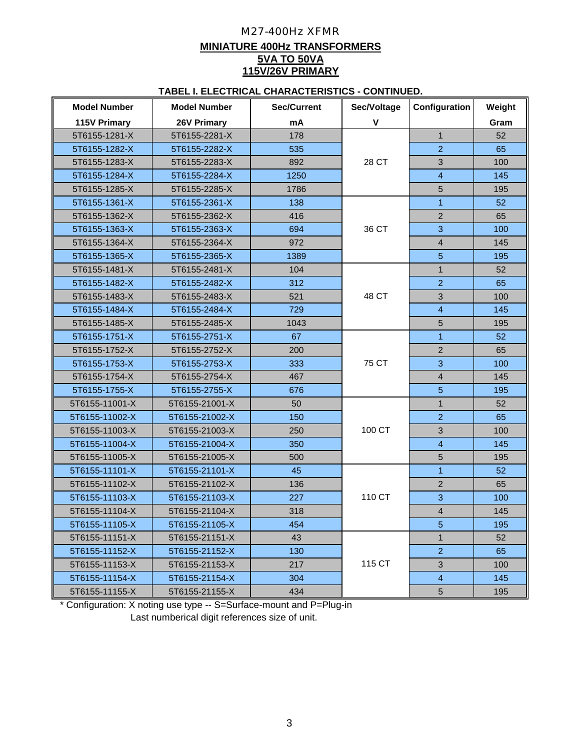M27-400Hz XFMR

# MINIATURE 400Hz TRANSFORMERS
## 5VA TO 50VA
## 115V/26V PRIMARY

**TABEL I. ELECTRICAL CHARACTERISTICS - CONTINUED.**

| Model Number 115V Primary | Model Number 26V Primary | Sec/Current mA | Sec/Voltage V | Configuration | Weight Gram |
|---|---|---|---|---|---|
| 5T6155-1281-X | 5T6155-2281-X | 178 | 28 CT | 1 | 52 |
| 5T6155-1282-X | 5T6155-2282-X | 535 | 28 CT | 2 | 65 |
| 5T6155-1283-X | 5T6155-2283-X | 892 | 28 CT | 3 | 100 |
| 5T6155-1284-X | 5T6155-2284-X | 1250 | 28 CT | 4 | 145 |
| 5T6155-1285-X | 5T6155-2285-X | 1786 | 28 CT | 5 | 195 |
| 5T6155-1361-X | 5T6155-2361-X | 138 | 36 CT | 1 | 52 |
| 5T6155-1362-X | 5T6155-2362-X | 416 | 36 CT | 2 | 65 |
| 5T6155-1363-X | 5T6155-2363-X | 694 | 36 CT | 3 | 100 |
| 5T6155-1364-X | 5T6155-2364-X | 972 | 36 CT | 4 | 145 |
| 5T6155-1365-X | 5T6155-2365-X | 1389 | 36 CT | 5 | 195 |
| 5T6155-1481-X | 5T6155-2481-X | 104 | 48 CT | 1 | 52 |
| 5T6155-1482-X | 5T6155-2482-X | 312 | 48 CT | 2 | 65 |
| 5T6155-1483-X | 5T6155-2483-X | 521 | 48 CT | 3 | 100 |
| 5T6155-1484-X | 5T6155-2484-X | 729 | 48 CT | 4 | 145 |
| 5T6155-1485-X | 5T6155-2485-X | 1043 | 48 CT | 5 | 195 |
| 5T6155-1751-X | 5T6155-2751-X | 67 | 75 CT | 1 | 52 |
| 5T6155-1752-X | 5T6155-2752-X | 200 | 75 CT | 2 | 65 |
| 5T6155-1753-X | 5T6155-2753-X | 333 | 75 CT | 3 | 100 |
| 5T6155-1754-X | 5T6155-2754-X | 467 | 75 CT | 4 | 145 |
| 5T6155-1755-X | 5T6155-2755-X | 676 | 75 CT | 5 | 195 |
| 5T6155-11001-X | 5T6155-21001-X | 50 | 100 CT | 1 | 52 |
| 5T6155-11002-X | 5T6155-21002-X | 150 | 100 CT | 2 | 65 |
| 5T6155-11003-X | 5T6155-21003-X | 250 | 100 CT | 3 | 100 |
| 5T6155-11004-X | 5T6155-21004-X | 350 | 100 CT | 4 | 145 |
| 5T6155-11005-X | 5T6155-21005-X | 500 | 100 CT | 5 | 195 |
| 5T6155-11101-X | 5T6155-21101-X | 45 | 110 CT | 1 | 52 |
| 5T6155-11102-X | 5T6155-21102-X | 136 | 110 CT | 2 | 65 |
| 5T6155-11103-X | 5T6155-21103-X | 227 | 110 CT | 3 | 100 |
| 5T6155-11104-X | 5T6155-21104-X | 318 | 110 CT | 4 | 145 |
| 5T6155-11105-X | 5T6155-21105-X | 454 | 110 CT | 5 | 195 |
| 5T6155-11151-X | 5T6155-21151-X | 43 | 115 CT | 1 | 52 |
| 5T6155-11152-X | 5T6155-21152-X | 130 | 115 CT | 2 | 65 |
| 5T6155-11153-X | 5T6155-21153-X | 217 | 115 CT | 3 | 100 |
| 5T6155-11154-X | 5T6155-21154-X | 304 | 115 CT | 4 | 145 |
| 5T6155-11155-X | 5T6155-21155-X | 434 | 115 CT | 5 | 195 |

* Configuration: X noting use type -- S=Surface-mount and P=Plug-in
Last numberical digit references size of unit.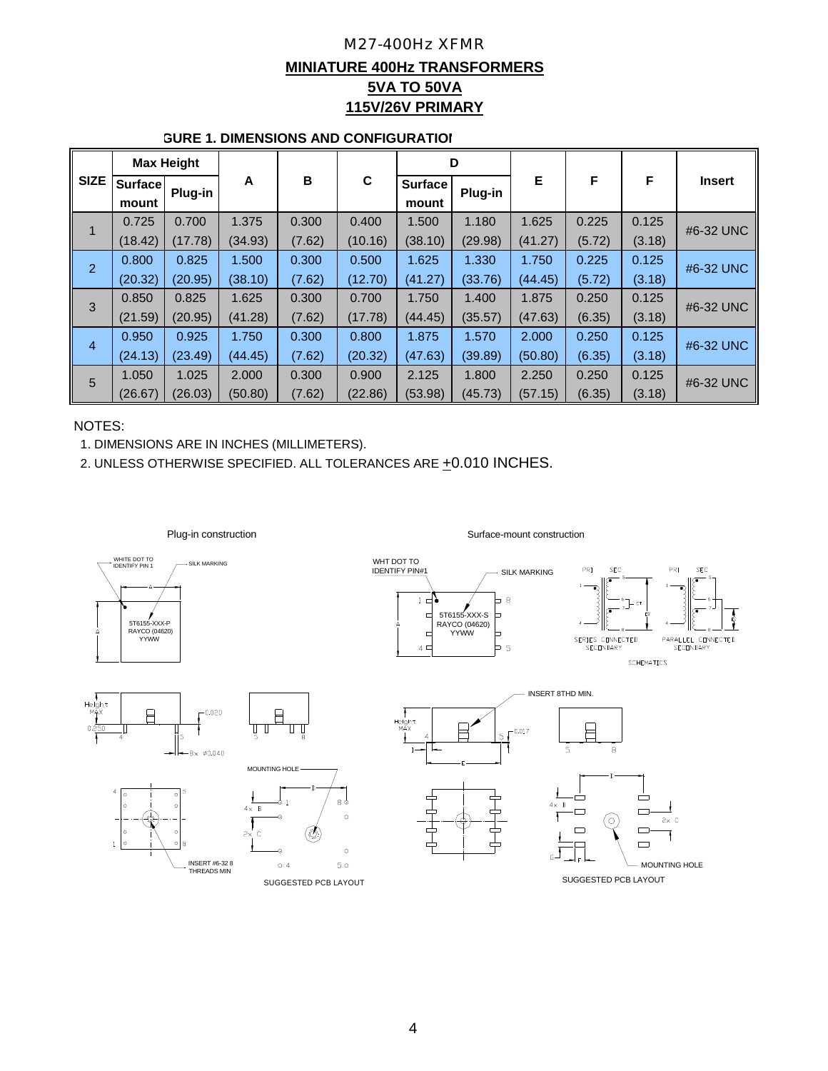M27-400Hz XFMR

# MINIATURE 400Hz TRANSFORMERS

## 5VA TO 50VA

## 115V/26V PRIMARY

### GURE 1. DIMENSIONS AND CONFIGURATIOI

| SIZE | Max Height | | A | B | C | D | | E | F | F | Insert |
|---|---|---|---|---|---|---|---|---|---|---|---|
| | Surface mount | Plug-in | | | | Surface mount | Plug-in | | | | |
| 1 | 0.725 (18.42) | 0.700 (17.78) | 1.375 (34.93) | 0.300 (7.62) | 0.400 (10.16) | 1.500 (38.10) | 1.180 (29.98) | 1.625 (41.27) | 0.225 (5.72) | 0.125 (3.18) | #6-32 UNC |
| 2 | 0.800 (20.32) | 0.825 (20.95) | 1.500 (38.10) | 0.300 (7.62) | 0.500 (12.70) | 1.625 (41.27) | 1.330 (33.76) | 1.750 (44.45) | 0.225 (5.72) | 0.125 (3.18) | #6-32 UNC |
| 3 | 0.850 (21.59) | 0.825 (20.95) | 1.625 (41.28) | 0.300 (7.62) | 0.700 (17.78) | 1.750 (44.45) | 1.400 (35.57) | 1.875 (47.63) | 0.250 (6.35) | 0.125 (3.18) | #6-32 UNC |
| 4 | 0.950 (24.13) | 0.925 (23.49) | 1.750 (44.45) | 0.300 (7.62) | 0.800 (20.32) | 1.875 (47.63) | 1.570 (39.89) | 2.000 (50.80) | 0.250 (6.35) | 0.125 (3.18) | #6-32 UNC |
| 5 | 1.050 (26.67) | 1.025 (26.03) | 2.000 (50.80) | 0.300 (7.62) | 0.900 (22.86) | 2.125 (53.98) | 1.800 (45.73) | 2.250 (57.15) | 0.250 (6.35) | 0.125 (3.18) | #6-32 UNC |

NOTES:

1. DIMENSIONS ARE IN INCHES (MILLIMETERS).
2. UNLESS OTHERWISE SPECIFIED. ALL TOLERANCES ARE ±0.010 INCHES.

Plug-in construction

WHITE DOT TO IDENTIFY PIN 1

SILK MARKING

5T6155-XXX-P
RAYCO (04620)
YYWW

Height MAX

0.250

0.020

8× ⌀0.040

MOUNTING HOLE

INSERT #6-32 8 THREADS MIN

SUGGESTED PCB LAYOUT

Surface-mount construction

WHT DOT TO IDENTIFY PIN#1

SILK MARKING

5T6155-XXX-S
RAYCO (04620)
YYWW

PRI SEC

SERIES CONNECTED SECONDARY

PARALLEL CONNECTED SECONDARY

SCHEMATICS

INSERT 8THD MIN.

Height MAX

0.017

MOUNTING HOLE

SUGGESTED PCB LAYOUT